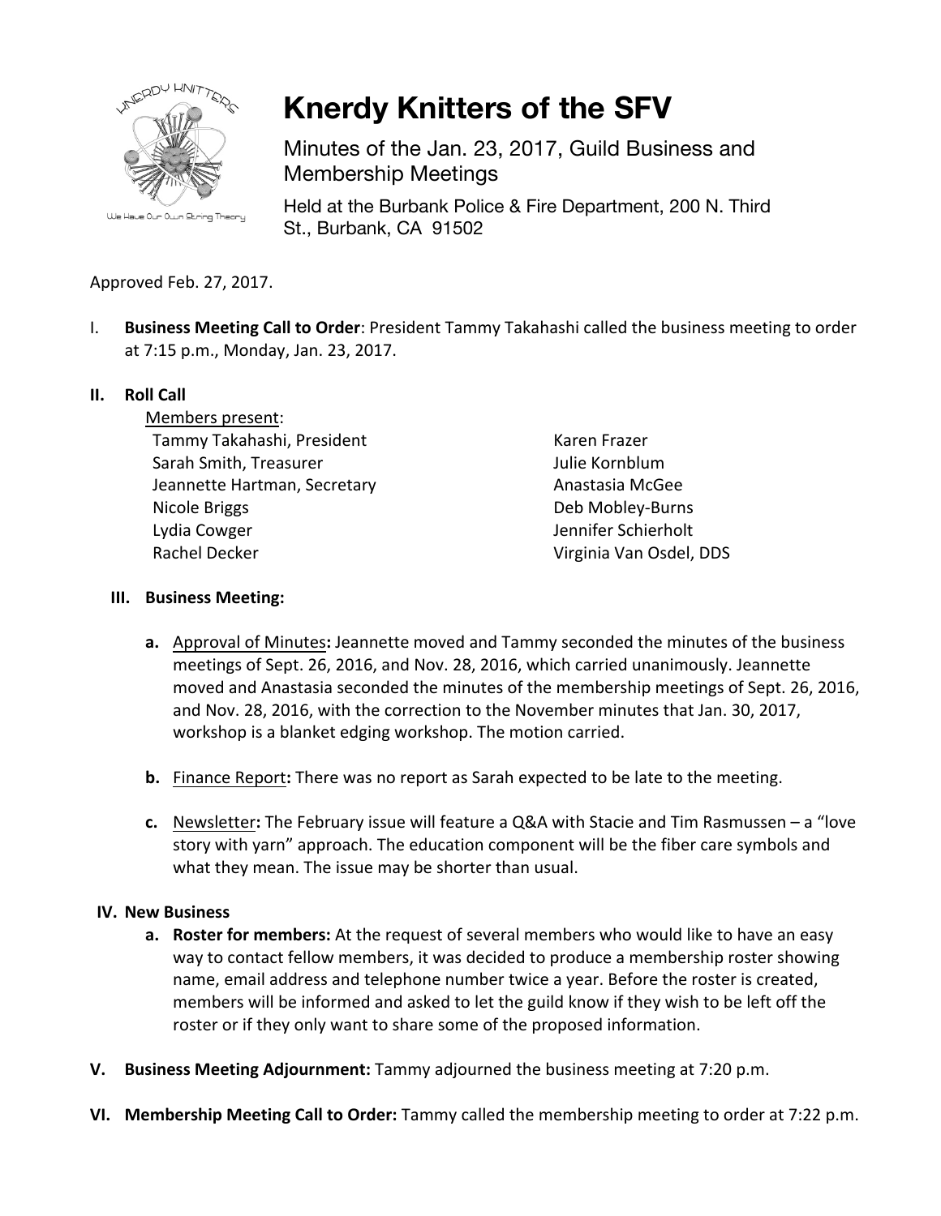# Knerdy Knitters of the SFV

Minutes of the Jan. 23, 2017, Guild Business and Membership Meetings

Held at the Burbank Police & Fire Department, 200 N. Third St., Burbank, CA 91502

Approved Feb. 27, 2017.

I. **Business Meeting Call to Order**: President Tammy Takahashi called the business meeting to order at 7:15 p.m., Monday, Jan. 23, 2017.

**II. Roll Call**

Members present:

- Tammy Takahashi, President
- Sarah Smith, Treasurer
- Jeannette Hartman, Secretary
- Nicole Briggs
- Lydia Cowger
- Rachel Decker
- Karen Frazer
- Julie Kornblum
- Anastasia McGee
- Deb Mobley-Burns
- Jennifer Schierholt
- Virginia Van Osdel, DDS

**III. Business Meeting:**

**a.** Approval of Minutes**:** Jeannette moved and Tammy seconded the minutes of the business meetings of Sept. 26, 2016, and Nov. 28, 2016, which carried unanimously. Jeannette moved and Anastasia seconded the minutes of the membership meetings of Sept. 26, 2016, and Nov. 28, 2016, with the correction to the November minutes that Jan. 30, 2017, workshop is a blanket edging workshop. The motion carried.

**b.** Finance Report**:** There was no report as Sarah expected to be late to the meeting.

**c.** Newsletter**:** The February issue will feature a Q&A with Stacie and Tim Rasmussen – a "love story with yarn" approach. The education component will be the fiber care symbols and what they mean. The issue may be shorter than usual.

**IV. New Business**

**a. Roster for members:** At the request of several members who would like to have an easy way to contact fellow members, it was decided to produce a membership roster showing name, email address and telephone number twice a year. Before the roster is created, members will be informed and asked to let the guild know if they wish to be left off the roster or if they only want to share some of the proposed information.

**V. Business Meeting Adjournment:** Tammy adjourned the business meeting at 7:20 p.m.

**VI. Membership Meeting Call to Order:** Tammy called the membership meeting to order at 7:22 p.m.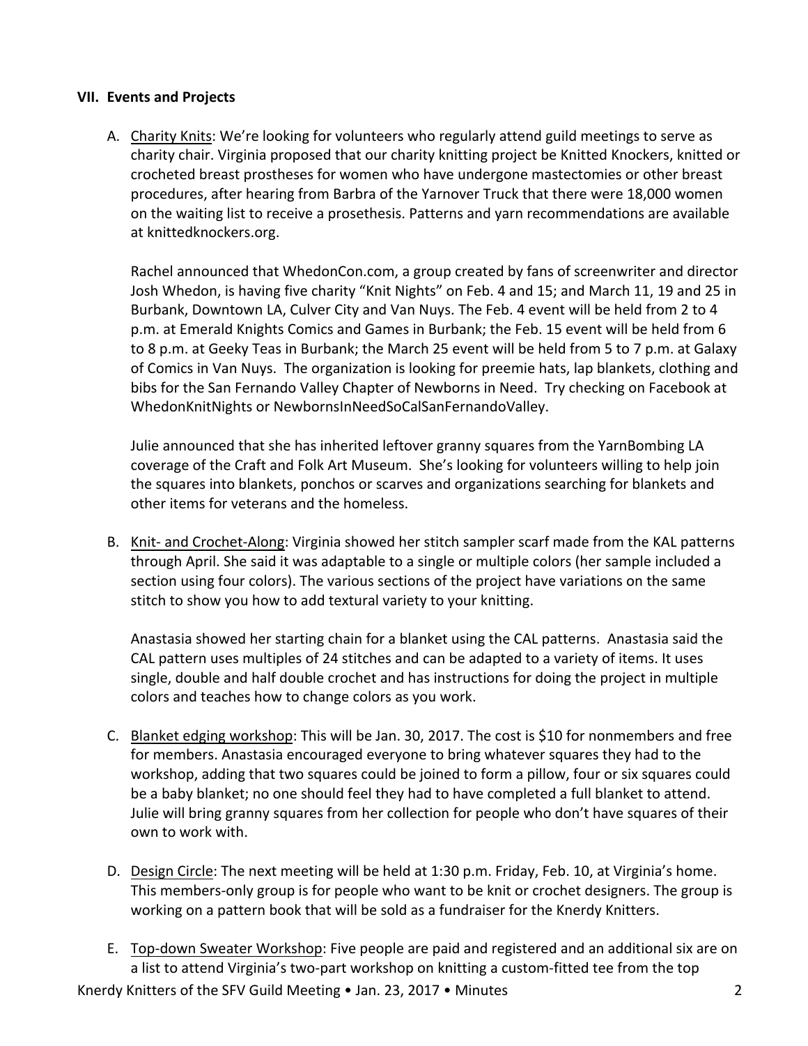**VII. Events and Projects**

A. Charity Knits: We're looking for volunteers who regularly attend guild meetings to serve as charity chair. Virginia proposed that our charity knitting project be Knitted Knockers, knitted or crocheted breast prostheses for women who have undergone mastectomies or other breast procedures, after hearing from Barbra of the Yarnover Truck that there were 18,000 women on the waiting list to receive a prosethesis. Patterns and yarn recommendations are available at knittedknockers.org.

   Rachel announced that WhedonCon.com, a group created by fans of screenwriter and director Josh Whedon, is having five charity "Knit Nights" on Feb. 4 and 15; and March 11, 19 and 25 in Burbank, Downtown LA, Culver City and Van Nuys. The Feb. 4 event will be held from 2 to 4 p.m. at Emerald Knights Comics and Games in Burbank; the Feb. 15 event will be held from 6 to 8 p.m. at Geeky Teas in Burbank; the March 25 event will be held from 5 to 7 p.m. at Galaxy of Comics in Van Nuys. The organization is looking for preemie hats, lap blankets, clothing and bibs for the San Fernando Valley Chapter of Newborns in Need. Try checking on Facebook at WhedonKnitNights or NewbornsInNeedSoCalSanFernandoValley.

   Julie announced that she has inherited leftover granny squares from the YarnBombing LA coverage of the Craft and Folk Art Museum. She's looking for volunteers willing to help join the squares into blankets, ponchos or scarves and organizations searching for blankets and other items for veterans and the homeless.

B. Knit- and Crochet-Along: Virginia showed her stitch sampler scarf made from the KAL patterns through April. She said it was adaptable to a single or multiple colors (her sample included a section using four colors). The various sections of the project have variations on the same stitch to show you how to add textural variety to your knitting.

   Anastasia showed her starting chain for a blanket using the CAL patterns. Anastasia said the CAL pattern uses multiples of 24 stitches and can be adapted to a variety of items. It uses single, double and half double crochet and has instructions for doing the project in multiple colors and teaches how to change colors as you work.

C. Blanket edging workshop: This will be Jan. 30, 2017. The cost is $10 for nonmembers and free for members. Anastasia encouraged everyone to bring whatever squares they had to the workshop, adding that two squares could be joined to form a pillow, four or six squares could be a baby blanket; no one should feel they had to have completed a full blanket to attend. Julie will bring granny squares from her collection for people who don't have squares of their own to work with.

D. Design Circle: The next meeting will be held at 1:30 p.m. Friday, Feb. 10, at Virginia's home. This members-only group is for people who want to be knit or crochet designers. The group is working on a pattern book that will be sold as a fundraiser for the Knerdy Knitters.

E. Top-down Sweater Workshop: Five people are paid and registered and an additional six are on a list to attend Virginia's two-part workshop on knitting a custom-fitted tee from the top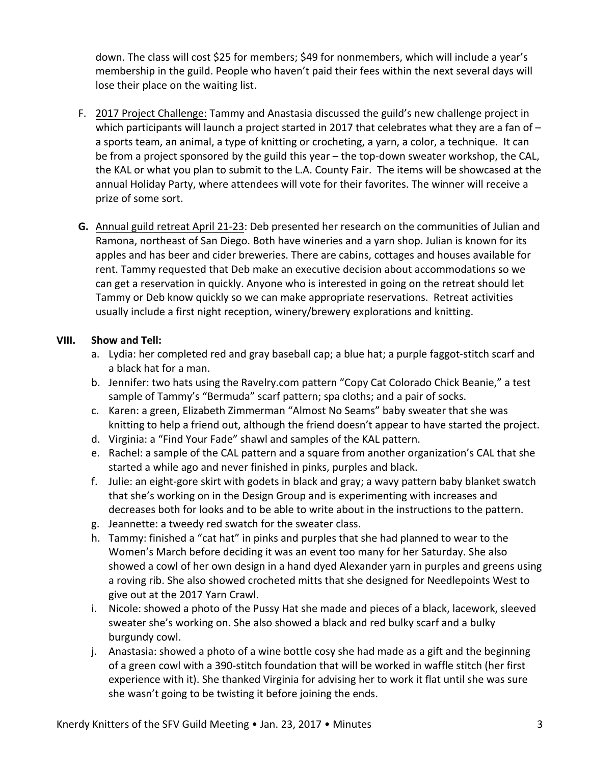down. The class will cost $25 for members; $49 for nonmembers, which will include a year's membership in the guild. People who haven't paid their fees within the next several days will lose their place on the waiting list.

F. 2017 Project Challenge: Tammy and Anastasia discussed the guild's new challenge project in which participants will launch a project started in 2017 that celebrates what they are a fan of – a sports team, an animal, a type of knitting or crocheting, a yarn, a color, a technique. It can be from a project sponsored by the guild this year – the top-down sweater workshop, the CAL, the KAL or what you plan to submit to the L.A. County Fair. The items will be showcased at the annual Holiday Party, where attendees will vote for their favorites. The winner will receive a prize of some sort.

**G.** Annual guild retreat April 21-23: Deb presented her research on the communities of Julian and Ramona, northeast of San Diego. Both have wineries and a yarn shop. Julian is known for its apples and has beer and cider breweries. There are cabins, cottages and houses available for rent. Tammy requested that Deb make an executive decision about accommodations so we can get a reservation in quickly. Anyone who is interested in going on the retreat should let Tammy or Deb know quickly so we can make appropriate reservations. Retreat activities usually include a first night reception, winery/brewery explorations and knitting.

**VIII. Show and Tell:**

a. Lydia: her completed red and gray baseball cap; a blue hat; a purple faggot-stitch scarf and a black hat for a man.
b. Jennifer: two hats using the Ravelry.com pattern "Copy Cat Colorado Chick Beanie," a test sample of Tammy's "Bermuda" scarf pattern; spa cloths; and a pair of socks.
c. Karen: a green, Elizabeth Zimmerman "Almost No Seams" baby sweater that she was knitting to help a friend out, although the friend doesn't appear to have started the project.
d. Virginia: a "Find Your Fade" shawl and samples of the KAL pattern.
e. Rachel: a sample of the CAL pattern and a square from another organization's CAL that she started a while ago and never finished in pinks, purples and black.
f. Julie: an eight-gore skirt with godets in black and gray; a wavy pattern baby blanket swatch that she's working on in the Design Group and is experimenting with increases and decreases both for looks and to be able to write about in the instructions to the pattern.
g. Jeannette: a tweedy red swatch for the sweater class.
h. Tammy: finished a "cat hat" in pinks and purples that she had planned to wear to the Women's March before deciding it was an event too many for her Saturday. She also showed a cowl of her own design in a hand dyed Alexander yarn in purples and greens using a roving rib. She also showed crocheted mitts that she designed for Needlepoints West to give out at the 2017 Yarn Crawl.
i. Nicole: showed a photo of the Pussy Hat she made and pieces of a black, lacework, sleeved sweater she's working on. She also showed a black and red bulky scarf and a bulky burgundy cowl.
j. Anastasia: showed a photo of a wine bottle cosy she had made as a gift and the beginning of a green cowl with a 390-stitch foundation that will be worked in waffle stitch (her first experience with it). She thanked Virginia for advising her to work it flat until she was sure she wasn't going to be twisting it before joining the ends.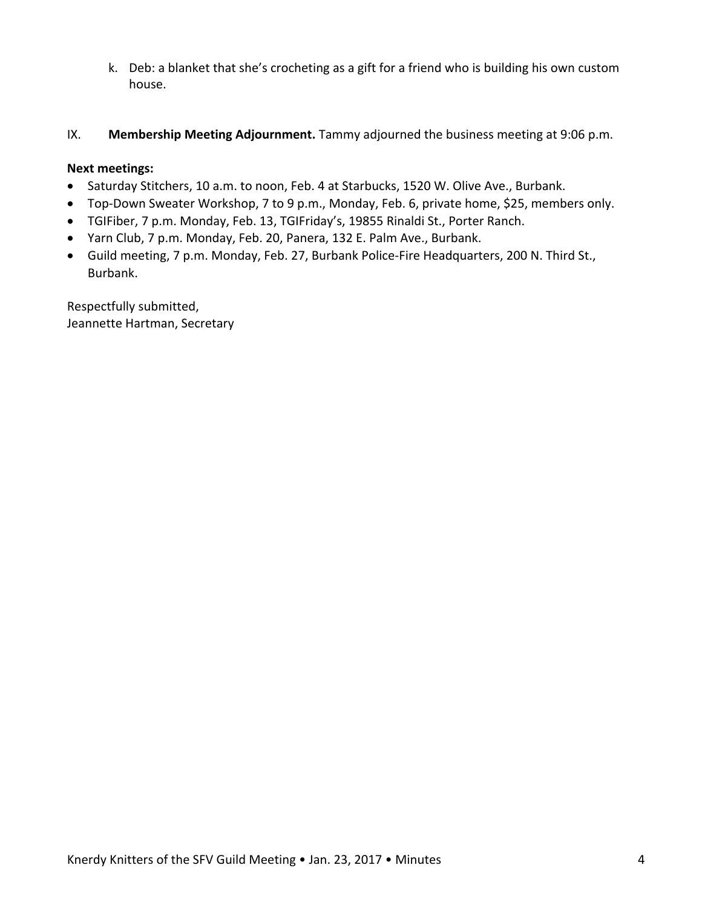k. Deb: a blanket that she's crocheting as a gift for a friend who is building his own custom house.

IX. **Membership Meeting Adjournment.** Tammy adjourned the business meeting at 9:06 p.m.

**Next meetings:**

- Saturday Stitchers, 10 a.m. to noon, Feb. 4 at Starbucks, 1520 W. Olive Ave., Burbank.
- Top-Down Sweater Workshop, 7 to 9 p.m., Monday, Feb. 6, private home, $25, members only.
- TGIFiber, 7 p.m. Monday, Feb. 13, TGIFriday's, 19855 Rinaldi St., Porter Ranch.
- Yarn Club, 7 p.m. Monday, Feb. 20, Panera, 132 E. Palm Ave., Burbank.
- Guild meeting, 7 p.m. Monday, Feb. 27, Burbank Police-Fire Headquarters, 200 N. Third St., Burbank.

Respectfully submitted,
Jeannette Hartman, Secretary